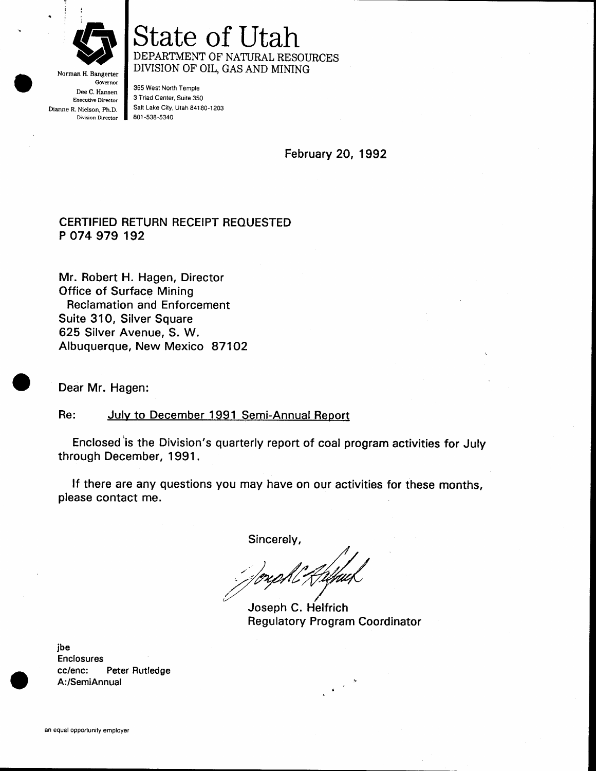Norman H. Bangerter
Governor
Dee C. Hansen
Executive Director
Dianne R. Nielson, Ph.D.
Division Director

# State of Utah

DEPARTMENT OF NATURAL RESOURCES
DIVISION OF OIL, GAS AND MINING

355 West North Temple
3 Triad Center, Suite 350
Salt Lake City, Utah 84180-1203
801-538-5340

February 20, 1992

CERTIFIED RETURN RECEIPT REQUESTED
P 074 979 192

Mr. Robert H. Hagen, Director
Office of Surface Mining
Reclamation and Enforcement
Suite 310, Silver Square
625 Silver Avenue, S. W.
Albuquerque, New Mexico 87102

Dear Mr. Hagen:

Re: July to December 1991 Semi-Annual Report

Enclosed is the Division's quarterly report of coal program activities for July through December, 1991.

If there are any questions you may have on our activities for these months, please contact me.

Sincerely,

Joseph C. Helfrich
Regulatory Program Coordinator

jbe
Enclosures
cc/enc: Peter Rutledge
A:/SemiAnnual

an equal opportunity employer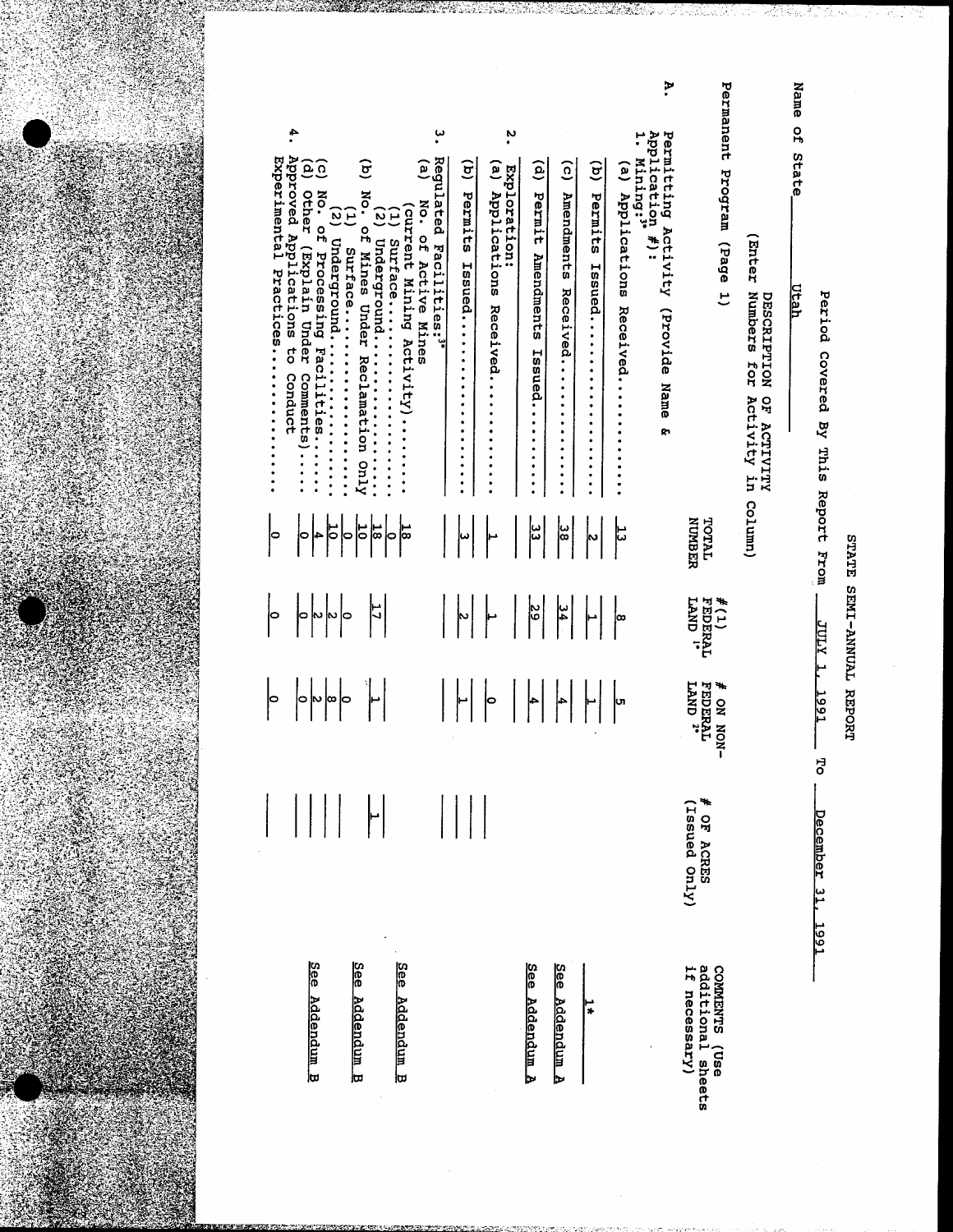# STATE SEMI-ANNUAL REPORT

Name of State Utah

Period Covered By This Report From JULY 1, 1991 To December 31, 1991

Permanent Program (Page 1)

| DESCRIPTION OF ACTIVITY (Enter Numbers for Activity in Column) | TOTAL NUMBER | # (1) FEDERAL LAND [1] | # ON NON-FEDERAL LAND [2] | # OF ACRES (Issued Only) | COMMENTS (Use additional sheets if necessary) |
|---|---|---|---|---|---|
| A. Permitting Activity (Provide Name & Application #): | | | | | |
| 1. Mining:[3] | | | | | |
| (a) Applications Received | 13 | 8 | 5 | | |
| (b) Permits Issued | 2 | 1 | 1 | | 1* |
| (c) Amendments Received | 38 | 34 | 4 | | See Addendum A |
| (d) Permit Amendments Issued | 33 | 29 | 4 | | See Addendum A |
| 2. Exploration: | | | | | |
| (a) Applications Received | 1 | 1 | 0 | | |
| (b) Permits Issued | 3 | 2 | 1 | | |
| 3. Regulated Facilities:[3] | | | | | |
| (a) No. of Active Mines (current Mining Activity) | 18 | | | | See Addendum B |
| (1) Surface | 0 | | | | |
| (2) Underground | 18 | 17 | 1 | 1 | See Addendum B |
| (b) No. of Mines Under Reclamation Only | 10 | | | | |
| (1) Surface | 0 | 0 | 0 | | |
| (2) Underground | 10 | 2 | 8 | | |
| (c) No. of Processing Facilities | 4 | 2 | 2 | | |
| (d) Other (Explain Under Comments) | 0 | 0 | 0 | | |
| 4. Approved Applications to Conduct Experimental Practices | 0 | 0 | 0 | | See Addendum B |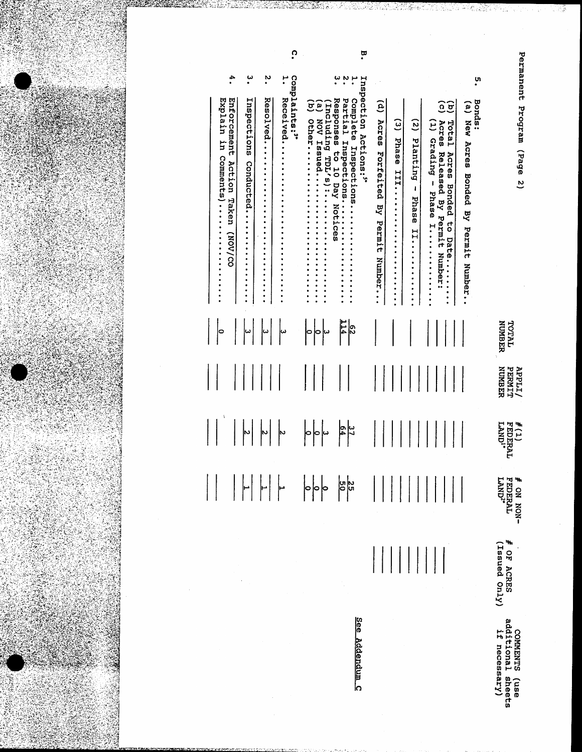Permanent Program (Page 2)

| | TOTAL NUMBER | APPLI/ PERMIT NUMBER | # (1) FEDERAL LAND[4] | # ON NON-FEDERAL LAND[2] | # OF ACRES (Issued Only) | COMMENTS (use additional sheets if necessary) |
|---|---|---|---|---|---|---|
| 5. Bonds: | | | | | | |
| (a) New Acres Bonded By Permit Number.. | | | | | | |
| (b) Total Acres Bonded to Date......... | | | | | | |
| (c) Acres Released By Permit Number: | | | | | | |
| (1) Grading - Phase I............... | | | | | | |
| (2) Planting - Phase II.............. | | | | | | |
| (3) Phase III........................ | | | | | | |
| (d) Acres Forfeited By Permit Number... | | | | | | |
| B. Inspection Actions:[5] | | | | | | |
| 1. Complete Inspections.................. | 62 | | 37 | 25 | | See Addendum C |
| 2. Partial Inspections.................... | 114 | | 64 | 50 | | |
| 3. Responses to 10 Day Notices (Including TDL's):.................. | 3 | | 3 | 0 | | |
| (a) NOV Issued........................ | 0 | | 0 | 0 | | |
| (b) Other............................. | 0 | | 0 | 0 | | |
| C. Complaints:[3] | | | | | | |
| 1. Received............................... | 3 | | 2 | 1 | | |
| 2. Resolved............................... | 3 | | 2 | 1 | | |
| 3. Inspections Conducted.................. | 3 | | 2 | 1 | | |
| 4. Enforcement Action Taken (NOV/CO Explain in Comments)................... | 0 | | | | | |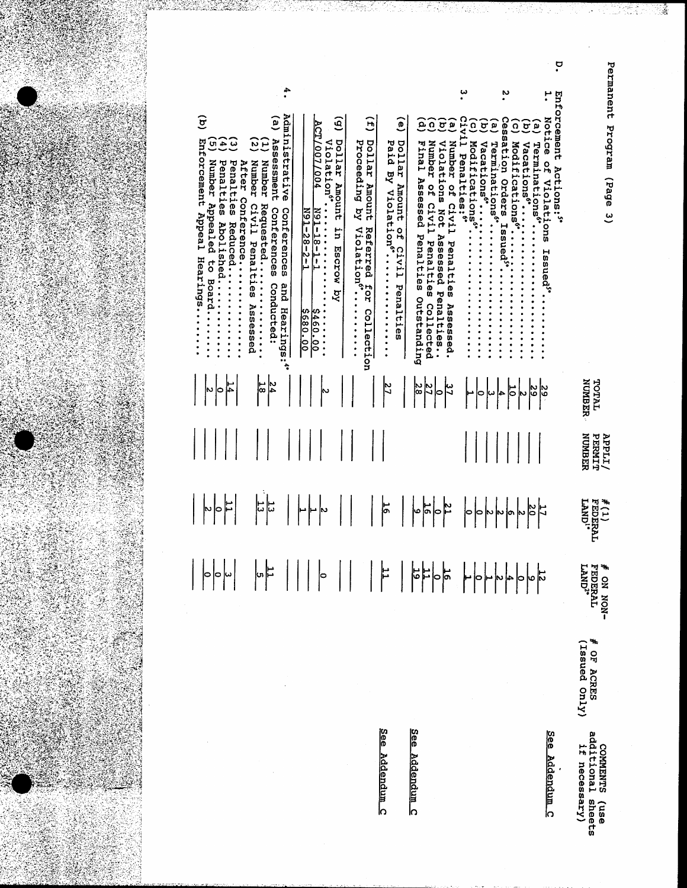## Permanent Program (Page 3)

| | TOTAL NUMBER | APPLI/ PERMIT NUMBER | #(1) FEDERAL LAND* | # ON NON-FEDERAL LAND* | # OF ACRES (Issued Only) | COMMENTS (use additional sheets if necessary) |
|---|---|---|---|---|---|---|
| **D. Enforcement Actions:**[5*] | | | | | | |
| 1. Notice of Violations Issued[5*] | 29 | | 17 | 12 | | See Addendum C |
| (a) Terminations[6*] | 29 | | 20 | 9 | | |
| (b) Vacations[6*] | 2 | | 2 | 0 | | |
| (c) Modifications[6*] | 10 | | 6 | 4 | | |
| 2. Cessation Orders Issued[5*] | 4 | | 2 | 2 | | |
| (a) Terminations[6*] | 3 | | 2 | 1 | | |
| (b) Vacations[6*] | 0 | | | 0 | | |
| (c) Modifications[6*] | 1 | | 0 | 1 | | |
| 3. Civil Penalties:[6*] | | | | | | |
| (a) Number of Civil Penalties Assessed | 37 | | 21 | 16 | | |
| (b) Violations Not Assessed Penalties | 0 | | 0 | 0 | | |
| (c) Number of Civil Penalties Collected | 27 | | 16 | 11 | | |
| (d) Final Assessed Penalties Outstanding | 28 | | 9 | 19 | | |
| (e) Dollar Amount of Civil Penalties Paid By Violation[6*] | 27 | | 16 | 11 | | See Addendum C |
| (f) Dollar Amount Referred for Collection Proceeding by Violation[6*] | | | | | | See Addendum C |
| (g) Dollar Amount in Escrow by Violation[6*] | 2 | | 2 | 0 | | |
| ACT/007/004 N91-18-1-1 $460.00 | | | 1 | | | |
| N91-28-2-1 $680.00 | | | 1 | | | |
| 4. Administrative Conferences and Hearings:[4*] | | | | | | |
| (a) Assessment Conferences Conducted: | 24 | | 13 | 11 | | |
| (1) Number Requested | 18 | | 13 | 5 | | |
| (2) Number Civil Penalties Assessed After Conference | | | | | | |
| (3) Penalties Reduced | 14 | | 11 | 3 | | |
| (4) Penalties Abolished | 0 | | 0 | 0 | | |
| (5) Number Appealed to Board | 2 | | 2 | 0 | | |
| (b) Enforcement Appeal Hearings | | | | | | |